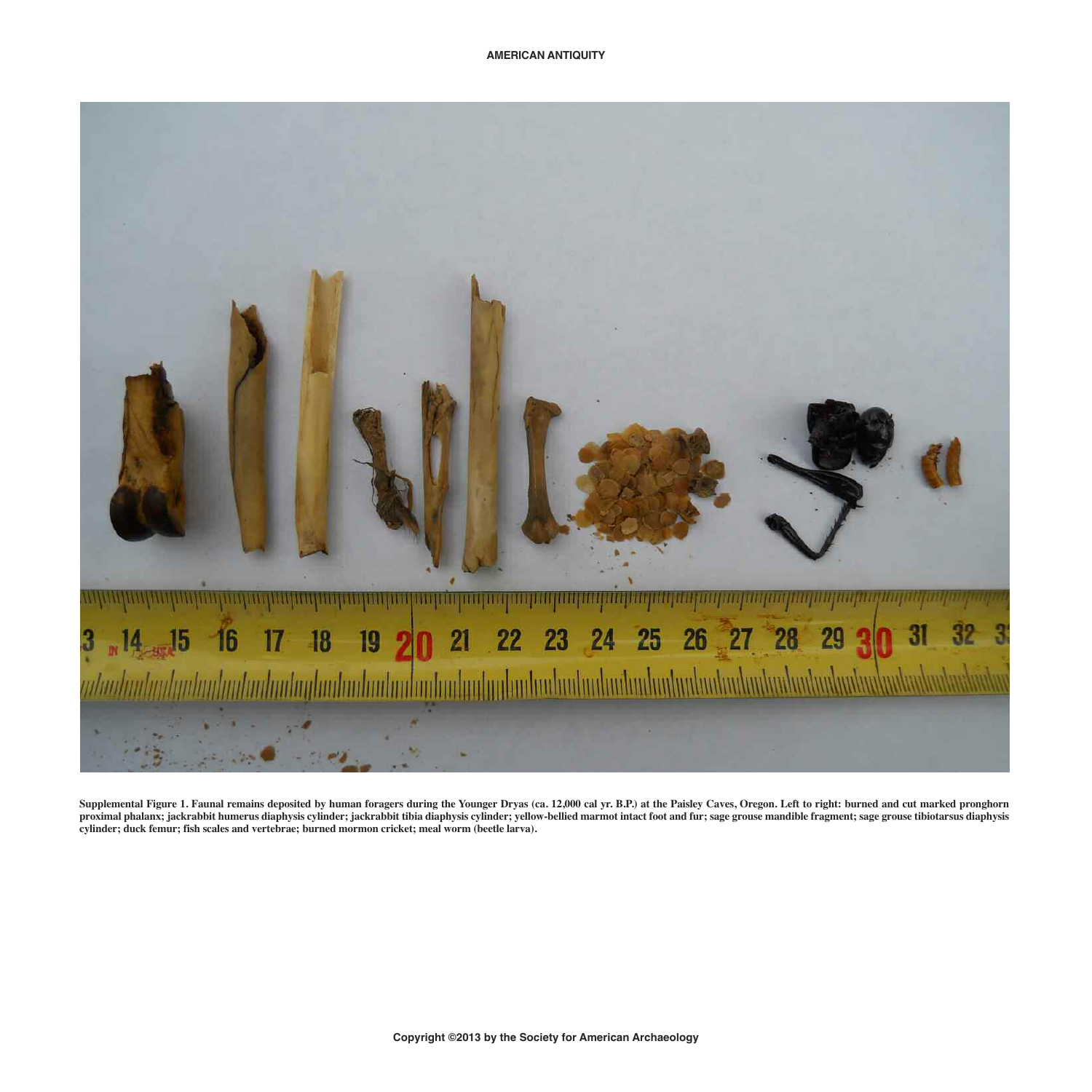Supplemental Figure 1. Faunal remains deposited by human foragers during the Younger Dryas (ca. 12,000 cal yr. B.P.) at the Paisley Caves, Oregon. Left to right: burned and cut marked pronghorn proximal phalanx; jackrabbit humerus diaphysis cylinder; jackrabbit tibia diaphysis cylinder; yellow-bellied marmot intact foot and fur; sage grouse mandible fragment; sage grouse tibiotarsus diaphysis cylinder; duck femur; fish scales and vertebrae; burned mormon cricket; meal worm (beetle larva).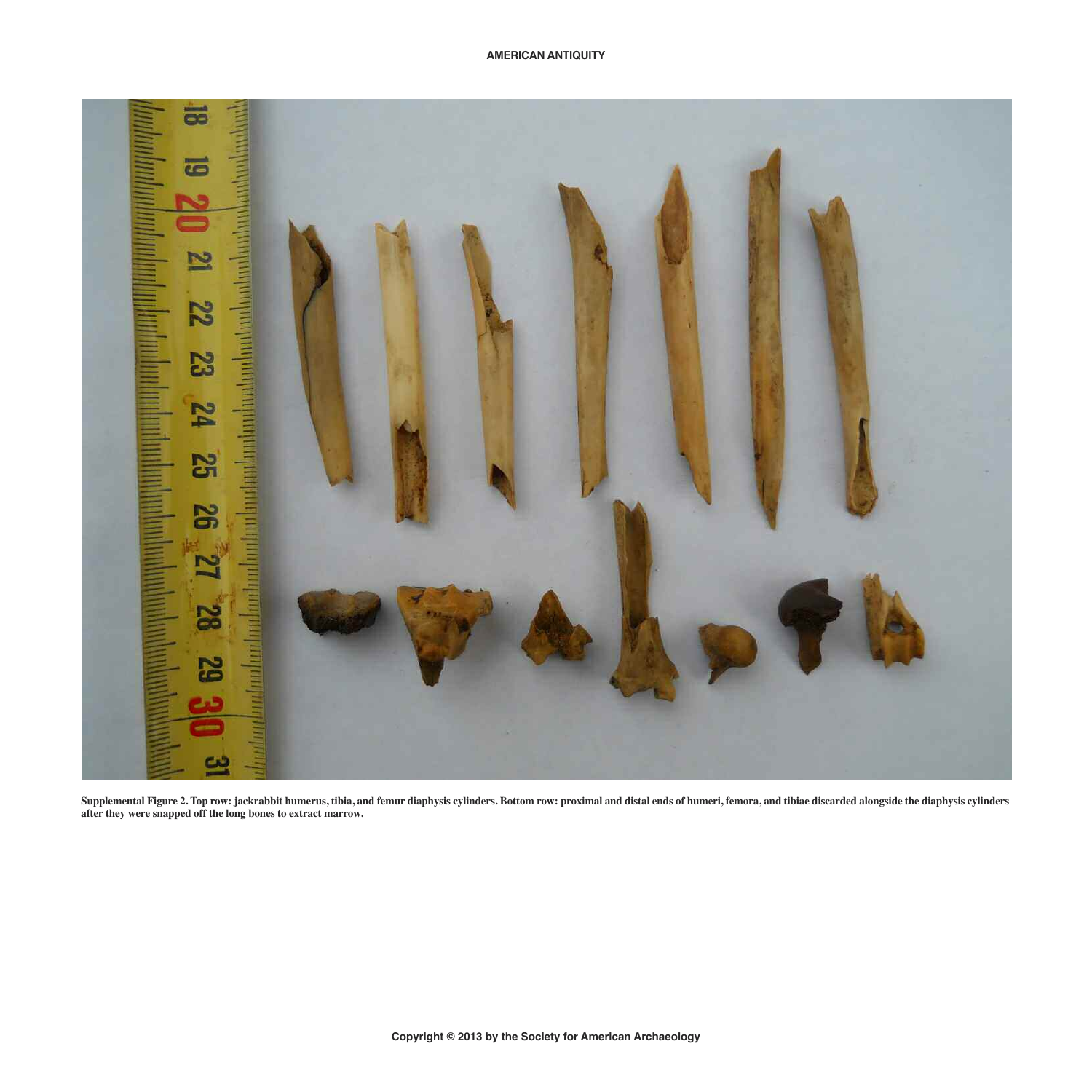**Supplemental Figure 2. Top row: jackrabbit humerus, tibia, and femur diaphysis cylinders. Bottom row: proximal and distal ends of humeri, femora, and tibiae discarded alongside the diaphysis cylinders after they were snapped off the long bones to extract marrow.**

Copyright © 2013 by the Society for American Archaeology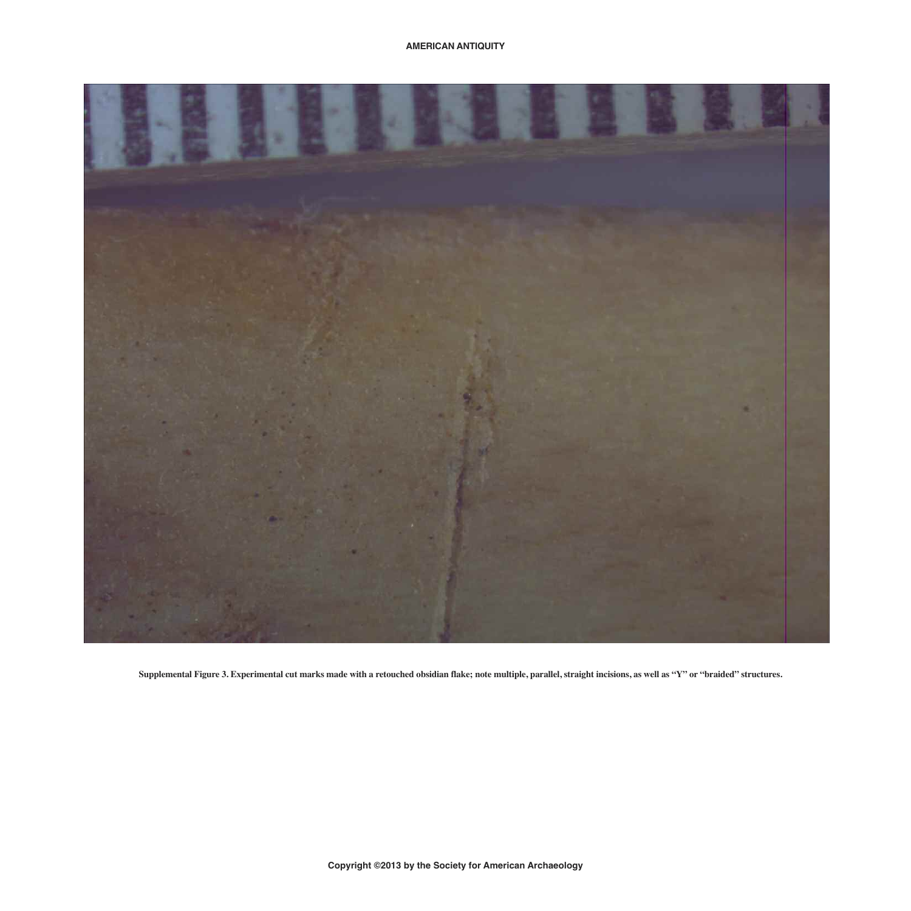Supplemental Figure 3. Experimental cut marks made with a retouched obsidian flake; note multiple, parallel, straight incisions, as well as "Y" or "braided" structures.

Copyright ©2013 by the Society for American Archaeology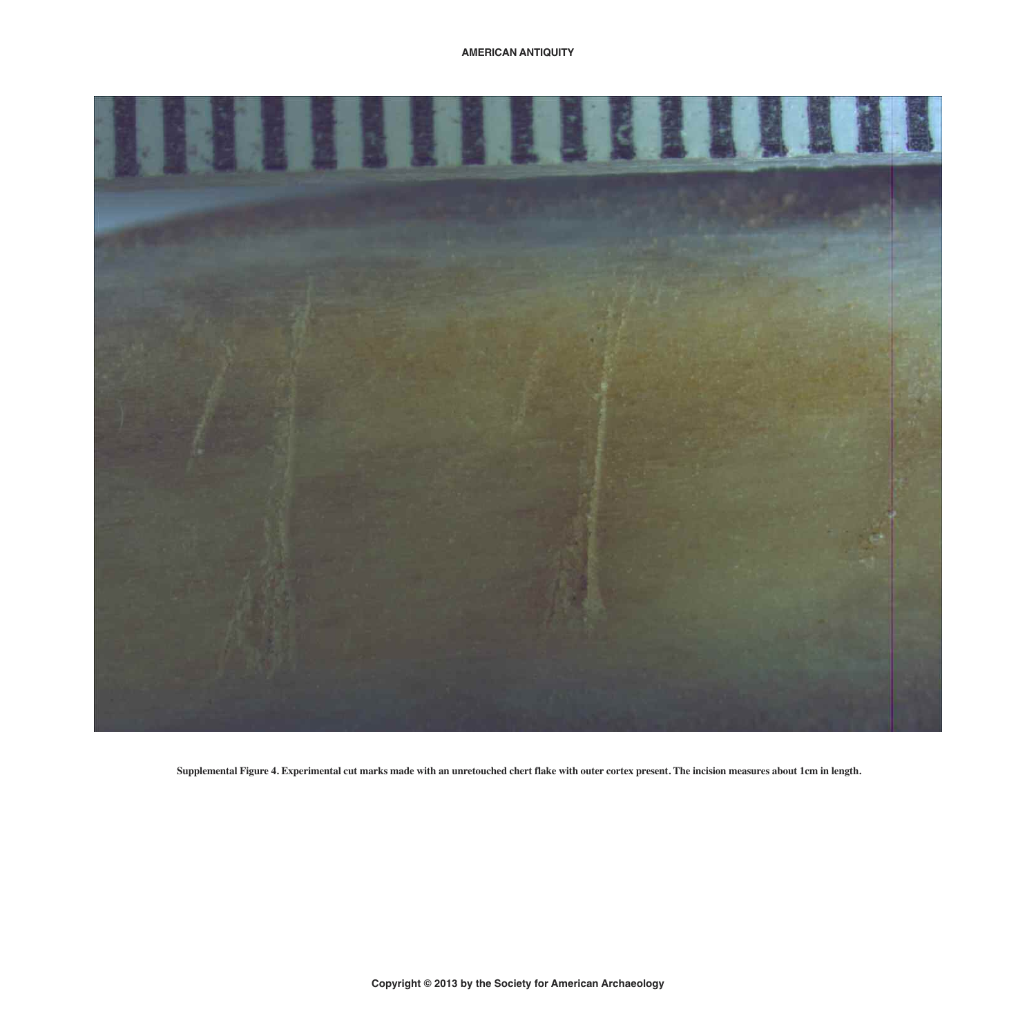**Supplemental Figure 4. Experimental cut marks made with an unretouched chert flake with outer cortex present. The incision measures about 1cm in length.**

**Copyright © 2013 by the Society for American Archaeology**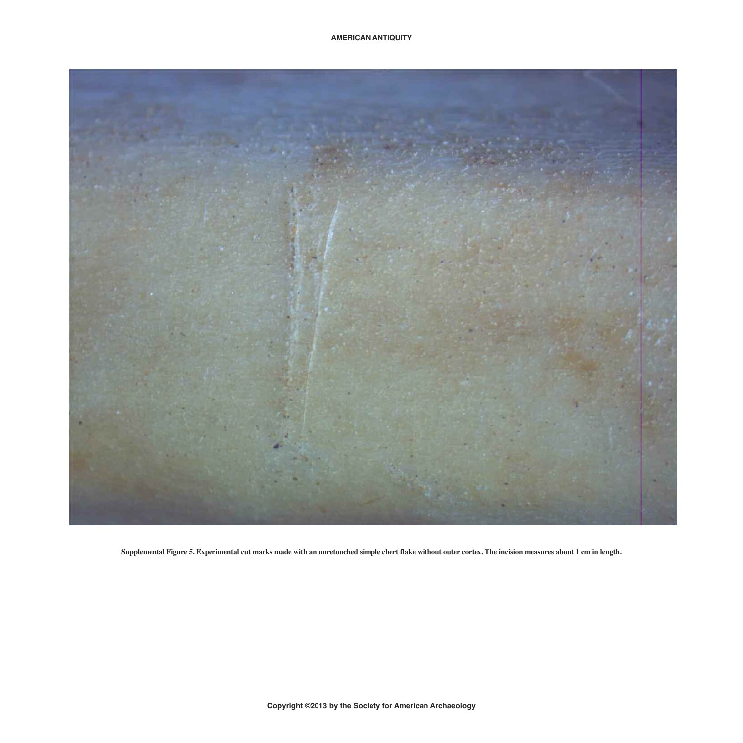Supplemental Figure 5. Experimental cut marks made with an unretouched simple chert flake without outer cortex. The incision measures about 1 cm in length.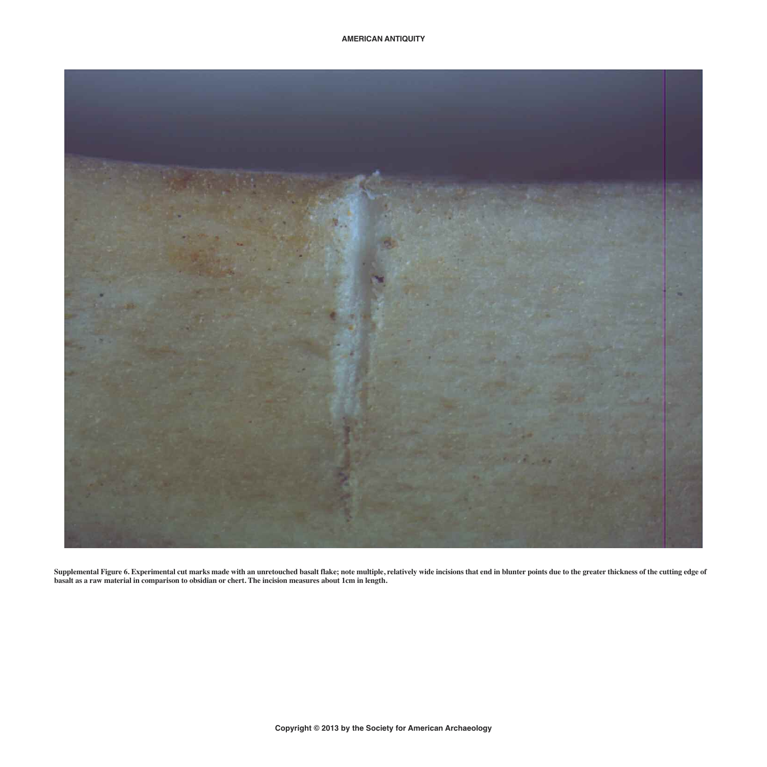**Supplemental Figure 6. Experimental cut marks made with an unretouched basalt flake; note multiple, relatively wide incisions that end in blunter points due to the greater thickness of the cutting edge of basalt as a raw material in comparison to obsidian or chert. The incision measures about 1cm in length.**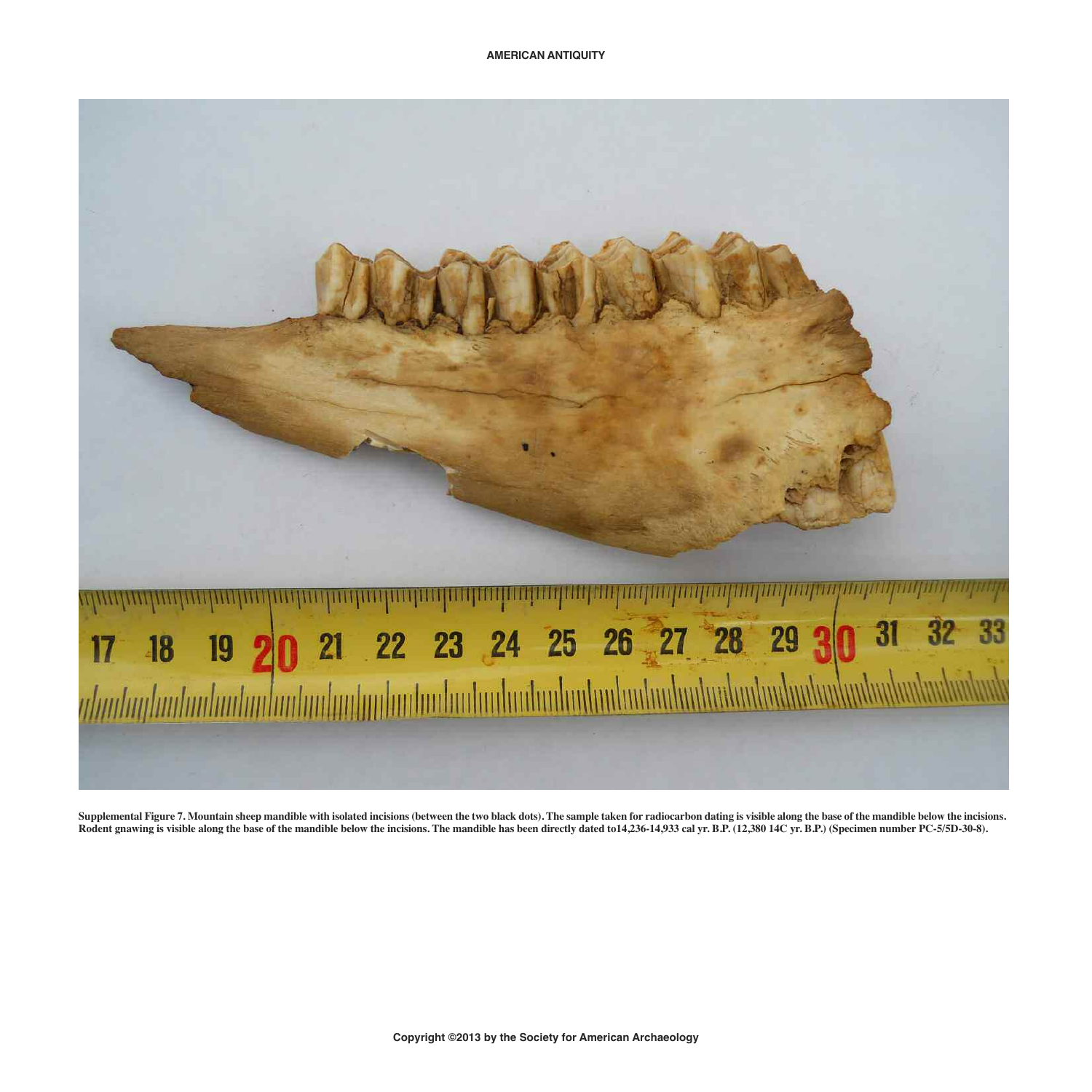**Supplemental Figure 7. Mountain sheep mandible with isolated incisions (between the two black dots). The sample taken for radiocarbon dating is visible along the base of the mandible below the incisions. Rodent gnawing is visible along the base of the mandible below the incisions. The mandible has been directly dated to14,236-14,933 cal yr. B.P. (12,380 14C yr. B.P.) (Specimen number PC-5/5D-30-8).**

Copyright ©2013 by the Society for American Archaeology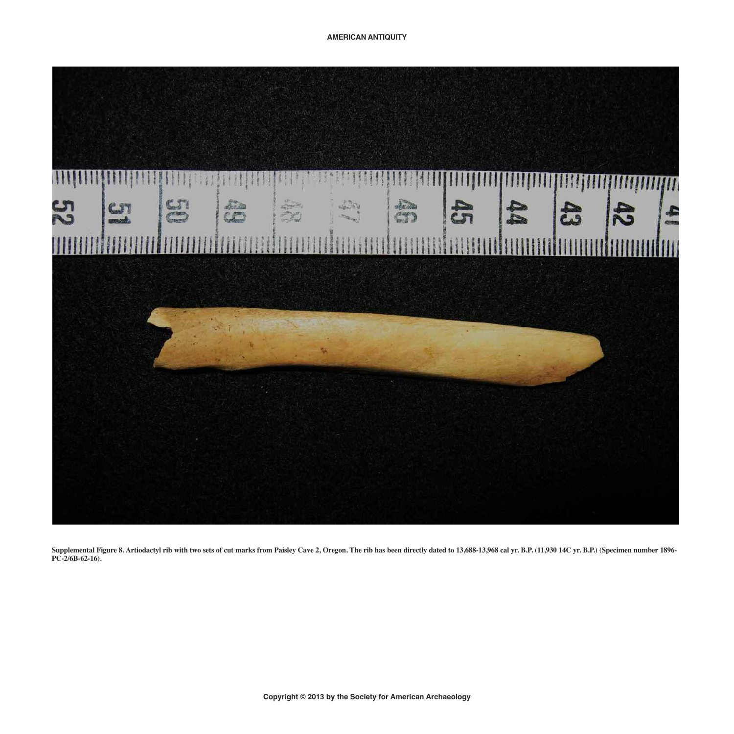**Supplemental Figure 8. Artiodactyl rib with two sets of cut marks from Paisley Cave 2, Oregon. The rib has been directly dated to 13,688-13,968 cal yr. B.P. (11,930 14C yr. B.P.) (Specimen number 1896-PC-2/6B-62-16).**